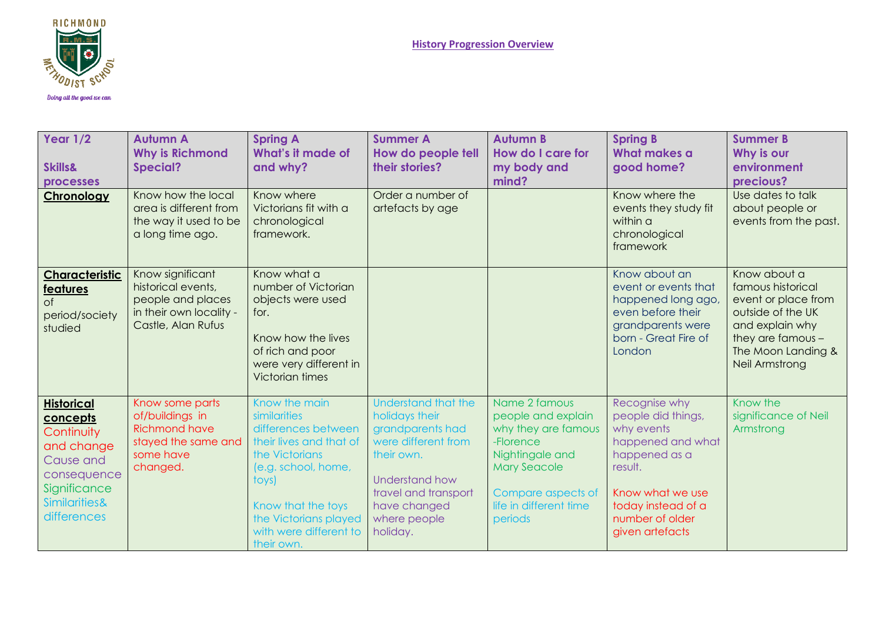RICHMOND

R.M.S.

METHODIST SCHOOL

Doing all the good we can

# History Progression Overview

| Year 1/2<br><br>Skills& processes | Autumn A<br>Why is Richmond Special? | Spring A<br>What's it made of and why? | Summer A<br>How do people tell their stories? | Autumn B<br>How do I care for my body and mind? | Spring B<br>What makes a good home? | Summer B<br>Why is our environment precious? |
|---|---|---|---|---|---|---|
| **Chronology** | Know how the local area is different from the way it used to be a long time ago. | Know where Victorians fit with a chronological framework. | Order a number of artefacts by age | | Know where the events they study fit within a chronological framework | Use dates to talk about people or events from the past. |
| **Characteristic features** of period/society studied | Know significant historical events, people and places in their own locality - Castle, Alan Rufus | Know what a number of Victorian objects were used for.<br><br>Know how the lives of rich and poor were very different in Victorian times | | | Know about an event or events that happened long ago, even before their grandparents were born - Great Fire of London | Know about a famous historical event or place from outside of the UK and explain why they are famous – The Moon Landing & Neil Armstrong |
| **Historical concepts**<br>Continuity and change<br>Cause and consequence<br>Significance<br>Similarities& differences | Know some parts of/buildings in Richmond have stayed the same and some have changed. | Know the main similarities differences between their lives and that of the Victorians (e.g. school, home, toys)<br><br>Know that the toys the Victorians played with were different to their own. | Understand that the holidays their grandparents had were different from their own.<br><br>Understand how travel and transport have changed where people holiday. | Name 2 famous people and explain why they are famous -Florence Nightingale and Mary Seacole<br><br>Compare aspects of life in different time periods | Recognise why people did things, why events happened and what happened as a result.<br><br>Know what we use today instead of a number of older given artefacts | Know the significance of Neil Armstrong |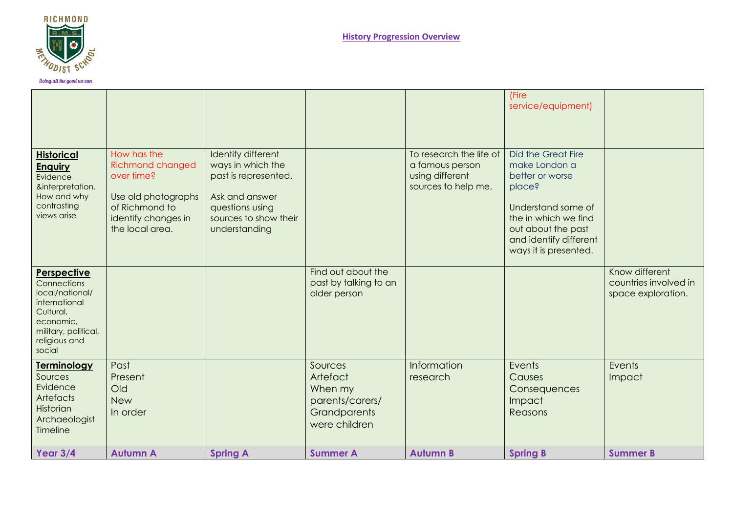**History Progression Overview**

| | | | | | | |
|---|---|---|---|---|---|---|
| | | | | | (Fire service/equipment) | |
| **Historical Enquiry** Evidence &interpretation. How and why contrasting views arise | How has the Richmond changed over time?<br><br>Use old photographs of Richmond to identify changes in the local area. | Identify different ways in which the past is represented.<br><br>Ask and answer questions using sources to show their understanding | | To research the life of a famous person using different sources to help me. | Did the Great Fire make London a better or worse place?<br><br>Understand some of the in which we find out about the past and identify different ways it is presented. | |
| **Perspective** Connections local/national/ international Cultural, economic, military, political, religious and social | | | Find out about the past by talking to an older person | | | Know different countries involved in space exploration. |
| **Terminology** Sources Evidence Artefacts Historian Archaeologist Timeline | Past<br>Present<br>Old<br>New<br>In order | | Sources<br>Artefact<br>When my parents/carers/ Grandparents were children | Information<br>research | Events<br>Causes<br>Consequences<br>Impact<br>Reasons | Events<br>Impact |
| **Year 3/4** | **Autumn A** | **Spring A** | **Summer A** | **Autumn B** | **Spring B** | **Summer B** |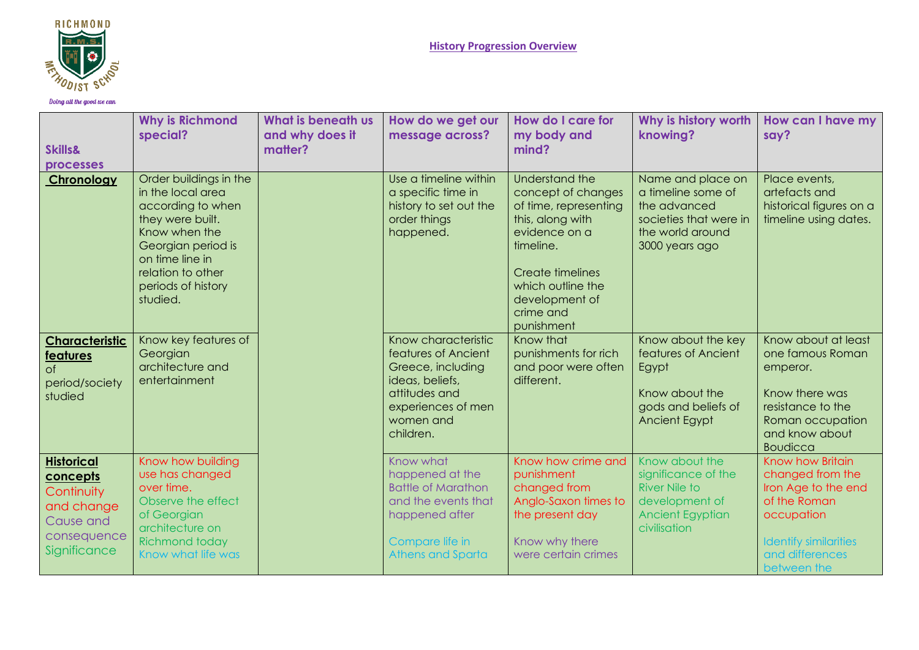RICHMOND METHODIST SCHOOL

*Doing all the good we can*

## History Progression Overview

| Skills& processes | Why is Richmond special? | What is beneath us and why does it matter? | How do we get our message across? | How do I care for my body and mind? | Why is history worth knowing? | How can I have my say? |
|---|---|---|---|---|---|---|
| **Chronology** | Order buildings in the in the local area according to when they were built. Know when the Georgian period is on time line in relation to other periods of history studied. | | Use a timeline within a specific time in history to set out the order things happened. | Understand the concept of changes of time, representing this, along with evidence on a timeline.<br><br>Create timelines which outline the development of crime and punishment | Name and place on a timeline some of the advanced societies that were in the world around 3000 years ago | Place events, artefacts and historical figures on a timeline using dates. |
| **Characteristic features** of period/society studied | Know key features of Georgian architecture and entertainment | | Know characteristic features of Ancient Greece, including ideas, beliefs, attitudes and experiences of men women and children. | Know that punishments for rich and poor were often different. | Know about the key features of Ancient Egypt<br><br>Know about the gods and beliefs of Ancient Egypt | Know about at least one famous Roman emperor.<br><br>Know there was resistance to the Roman occupation and know about Boudicca |
| **Historical concepts** Continuity and change Cause and consequence Significance | Know how building use has changed over time. Observe the effect of Georgian architecture on Richmond today Know what life was | | Know what happened at the Battle of Marathon and the events that happened after<br><br>Compare life in Athens and Sparta | Know how crime and punishment changed from Anglo-Saxon times to the present day<br><br>Know why there were certain crimes | Know about the significance of the River Nile to development of Ancient Egyptian civilisation | Know how Britain changed from the Iron Age to the end of the Roman occupation<br><br>Identify similarities and differences between the |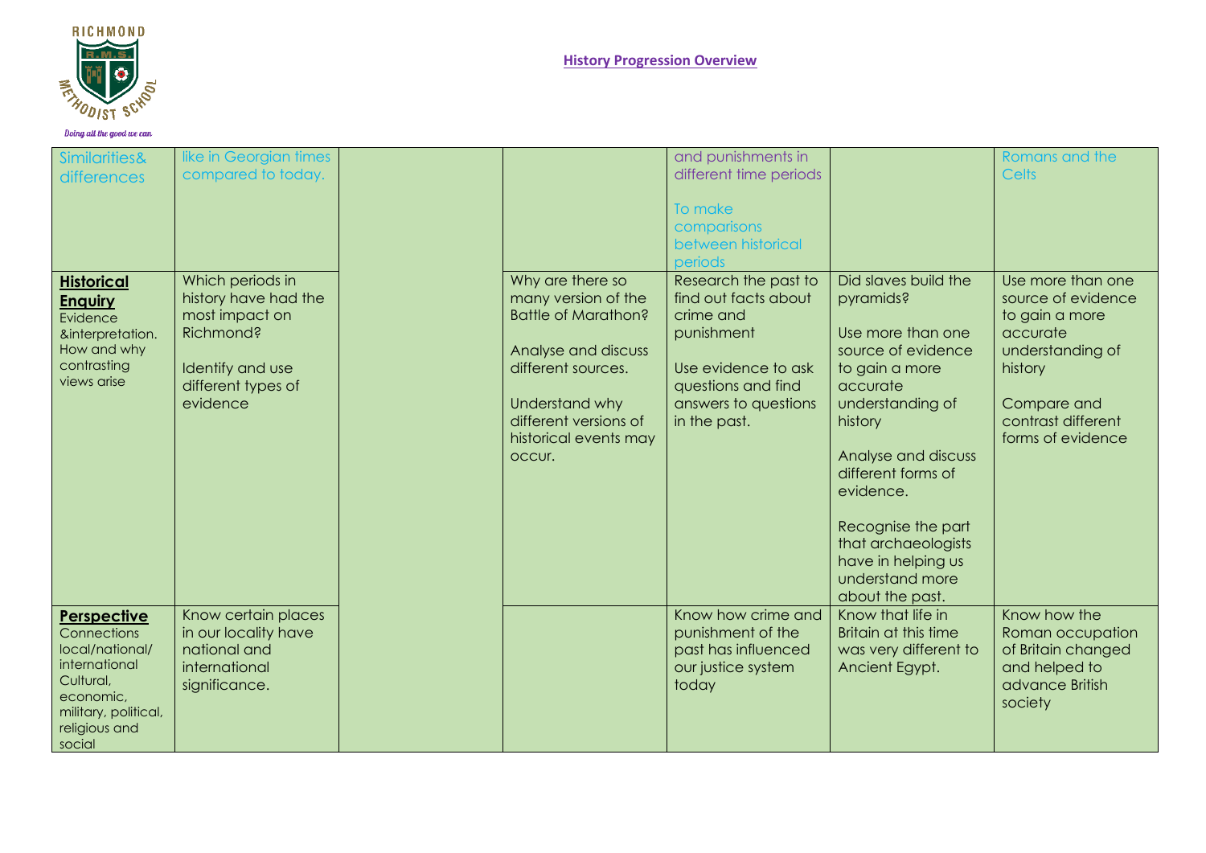**History Progression Overview**

| | | | | | | |
|---|---|---|---|---|---|---|
| Similarities& differences | like in Georgian times compared to today. | | | and punishments in different time periods<br><br>To make comparisons between historical periods | | Romans and the Celts |
| **Historical Enquiry**<br>Evidence &interpretation. How and why contrasting views arise | Which periods in history have had the most impact on Richmond?<br><br>Identify and use different types of evidence | | Why are there so many version of the Battle of Marathon?<br><br>Analyse and discuss different sources.<br><br>Understand why different versions of historical events may occur. | Research the past to find out facts about crime and punishment<br><br>Use evidence to ask questions and find answers to questions in the past. | Did slaves build the pyramids?<br><br>Use more than one source of evidence to gain a more accurate understanding of history<br><br>Analyse and discuss different forms of evidence.<br><br>Recognise the part that archaeologists have in helping us understand more about the past. | Use more than one source of evidence to gain a more accurate understanding of history<br><br>Compare and contrast different forms of evidence |
| **Perspective**<br>Connections local/national/ international Cultural, economic, military, political, religious and social | Know certain places in our locality have national and international significance. | | | Know how crime and punishment of the past has influenced our justice system today | Know that life in Britain at this time was very different to Ancient Egypt. | Know how the Roman occupation of Britain changed and helped to advance British society |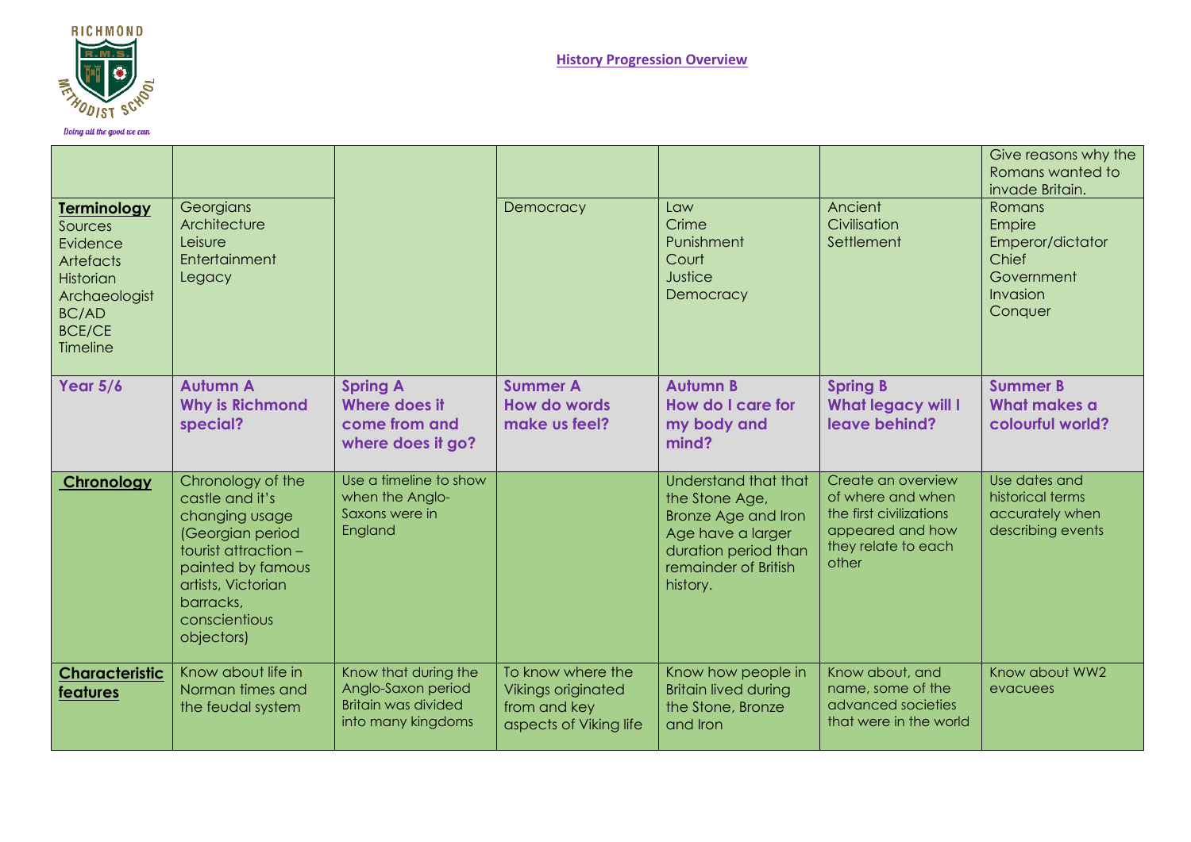**History Progression Overview**

| | | | | | | |
|---|---|---|---|---|---|---|
| | | | | | | Give reasons why the Romans wanted to invade Britain. |
| **Terminology** Sources Evidence Artefacts Historian Archaeologist BC/AD BCE/CE Timeline | Georgians Architecture Leisure Entertainment Legacy | | Democracy | Law Crime Punishment Court Justice Democracy | Ancient Civilisation Settlement | Romans Empire Emperor/dictator Chief Government Invasion Conquer |
| **Year 5/6** | **Autumn A** **Why is Richmond special?** | **Spring A** **Where does it come from and where does it go?** | **Summer A** **How do words make us feel?** | **Autumn B** **How do I care for my body and mind?** | **Spring B** **What legacy will I leave behind?** | **Summer B** **What makes a colourful world?** |
| **Chronology** | Chronology of the castle and it's changing usage (Georgian period tourist attraction – painted by famous artists, Victorian barracks, conscientious objectors) | Use a timeline to show when the Anglo-Saxons were in England | | Understand that that the Stone Age, Bronze Age and Iron Age have a larger duration period than remainder of British history. | Create an overview of where and when the first civilizations appeared and how they relate to each other | Use dates and historical terms accurately when describing events |
| **Characteristic features** | Know about life in Norman times and the feudal system | Know that during the Anglo-Saxon period Britain was divided into many kingdoms | To know where the Vikings originated from and key aspects of Viking life | Know how people in Britain lived during the Stone, Bronze and Iron | Know about, and name, some of the advanced societies that were in the world | Know about WW2 evacuees |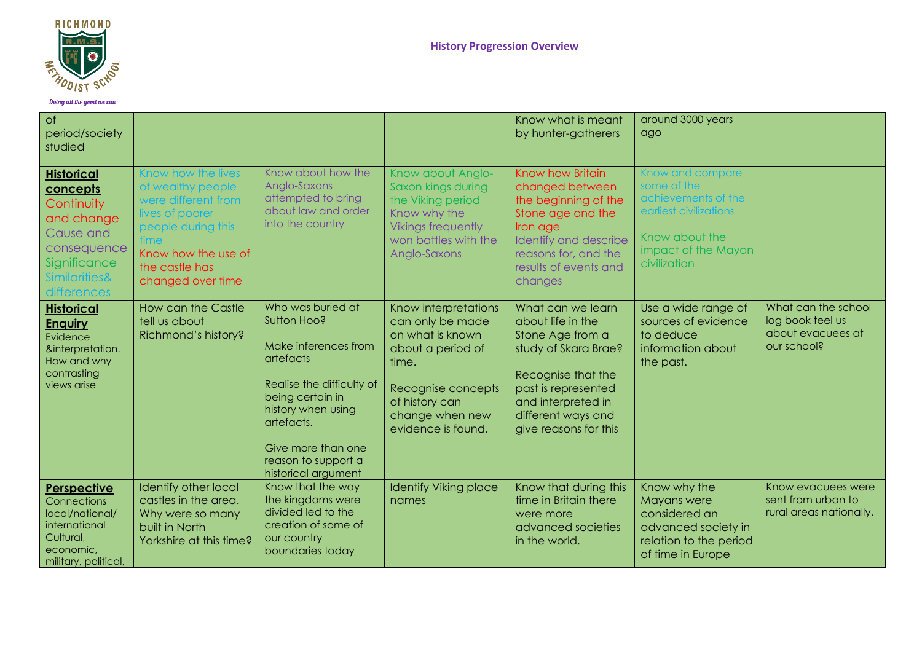## History Progression Overview

| of period/society studied | | | | Know what is meant by hunter-gatherers | around 3000 years ago | |
|---|---|---|---|---|---|---|
| **Historical concepts** Continuity and change Cause and consequence Significance Similarities& differences | Know how the lives of wealthy people were different from lives of poorer people during this time Know how the use of the castle has changed over time | Know about how the Anglo-Saxons attempted to bring about law and order into the country | Know about Anglo-Saxon kings during the Viking period Know why the Vikings frequently won battles with the Anglo-Saxons | Know how Britain changed between the beginning of the Stone age and the Iron age Identify and describe reasons for, and the results of events and changes | Know and compare some of the achievements of the earliest civilizations Know about the impact of the Mayan civilization | |
| **Historical Enquiry** Evidence &interpretation. How and why contrasting views arise | How can the Castle tell us about Richmond's history? | Who was buried at Sutton Hoo? Make inferences from artefacts Realise the difficulty of being certain in history when using artefacts. Give more than one reason to support a historical argument | Know interpretations can only be made on what is known about a period of time. Recognise concepts of history can change when new evidence is found. | What can we learn about life in the Stone Age from a study of Skara Brae? Recognise that the past is represented and interpreted in different ways and give reasons for this | Use a wide range of sources of evidence to deduce information about the past. | What can the school log book teel us about evacuees at our school? |
| **Perspective** Connections local/national/ international Cultural, economic, military, political, | Identify other local castles in the area. Why were so many built in North Yorkshire at this time? | Know that the way the kingdoms were divided led to the creation of some of our country boundaries today | Identify Viking place names | Know that during this time in Britain there were more advanced societies in the world. | Know why the Mayans were considered an advanced society in relation to the period of time in Europe | Know evacuees were sent from urban to rural areas nationally. |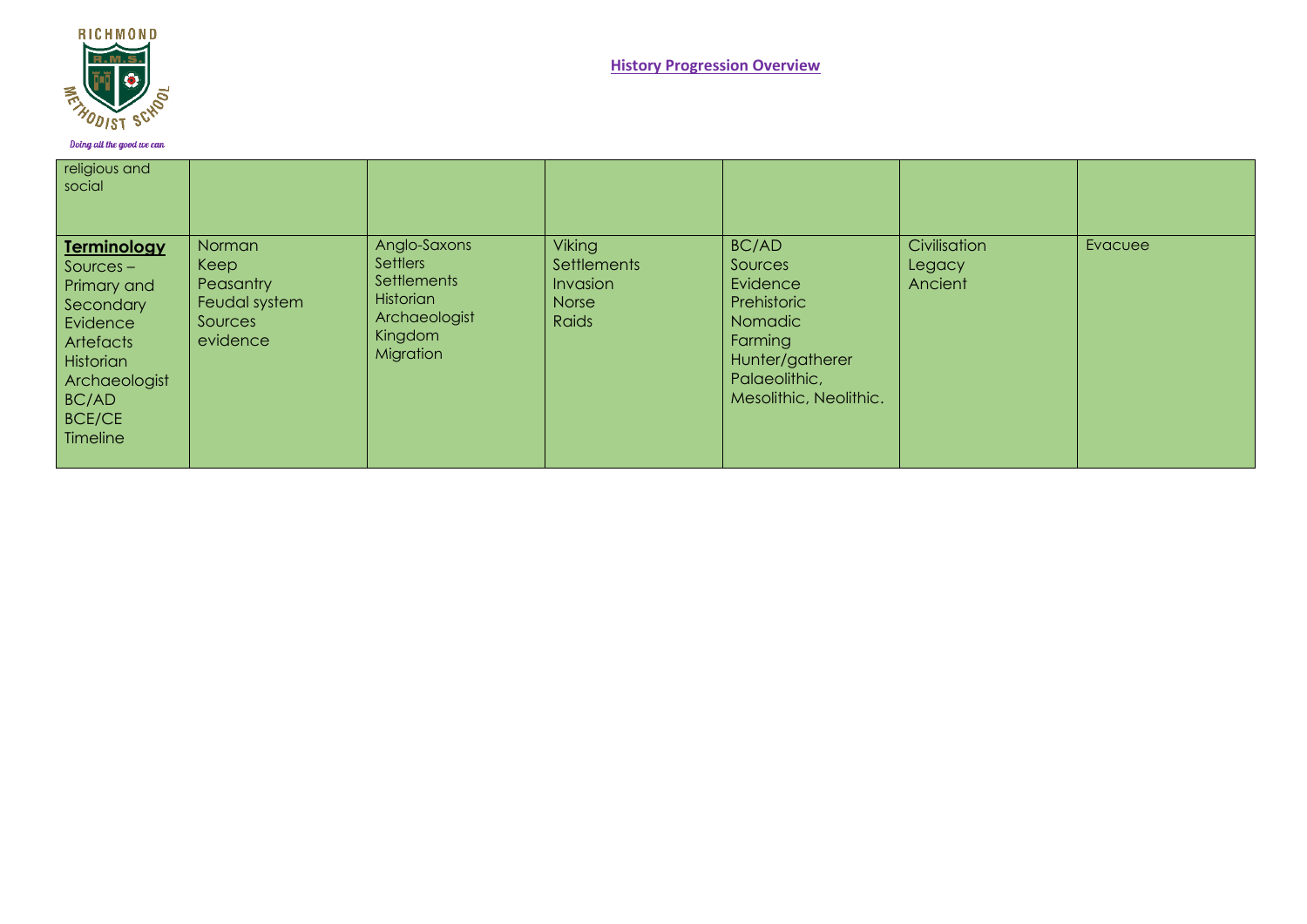**History Progression Overview**

| | | | | | | |
|---|---|---|---|---|---|---|
| religious and social | | | | | | |
| **Terminology**<br>Sources – Primary and Secondary<br>Evidence<br>Artefacts<br>Historian<br>Archaeologist<br>BC/AD<br>BCE/CE<br>Timeline | Norman<br>Keep<br>Peasantry<br>Feudal system<br>Sources<br>evidence | Anglo-Saxons<br>Settlers<br>Settlements<br>Historian<br>Archaeologist<br>Kingdom<br>Migration | Viking<br>Settlements<br>Invasion<br>Norse<br>Raids | BC/AD<br>Sources<br>Evidence<br>Prehistoric<br>Nomadic<br>Farming<br>Hunter/gatherer<br>Palaeolithic, Mesolithic, Neolithic. | Civilisation<br>Legacy<br>Ancient | Evacuee |